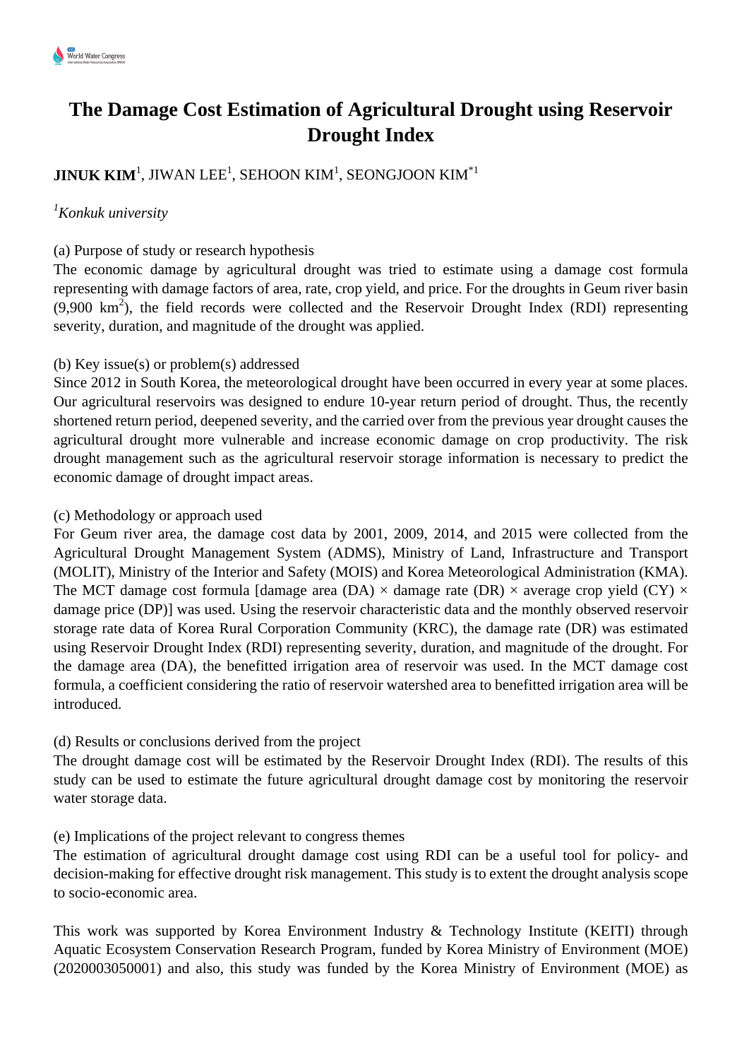# The Damage Cost Estimation of Agricultural Drought using Reservoir Drought Index

**JINUK KIM**[1], JIWAN LEE[1], SEHOON KIM[1], SEONGJOON KIM[*1]

[1]*Konkuk university*

(a) Purpose of study or research hypothesis

The economic damage by agricultural drought was tried to estimate using a damage cost formula representing with damage factors of area, rate, crop yield, and price. For the droughts in Geum river basin (9,900 $km^2$), the field records were collected and the Reservoir Drought Index (RDI) representing severity, duration, and magnitude of the drought was applied.

(b) Key issue(s) or problem(s) addressed

Since 2012 in South Korea, the meteorological drought have been occurred in every year at some places. Our agricultural reservoirs was designed to endure 10-year return period of drought. Thus, the recently shortened return period, deepened severity, and the carried over from the previous year drought causes the agricultural drought more vulnerable and increase economic damage on crop productivity. The risk drought management such as the agricultural reservoir storage information is necessary to predict the economic damage of drought impact areas.

(c) Methodology or approach used

For Geum river area, the damage cost data by 2001, 2009, 2014, and 2015 were collected from the Agricultural Drought Management System (ADMS), Ministry of Land, Infrastructure and Transport (MOLIT), Ministry of the Interior and Safety (MOIS) and Korea Meteorological Administration (KMA). The MCT damage cost formula [damage area (DA) × damage rate (DR) × average crop yield (CY) × damage price (DP)] was used. Using the reservoir characteristic data and the monthly observed reservoir storage rate data of Korea Rural Corporation Community (KRC), the damage rate (DR) was estimated using Reservoir Drought Index (RDI) representing severity, duration, and magnitude of the drought. For the damage area (DA), the benefitted irrigation area of reservoir was used. In the MCT damage cost formula, a coefficient considering the ratio of reservoir watershed area to benefitted irrigation area will be introduced.

(d) Results or conclusions derived from the project

The drought damage cost will be estimated by the Reservoir Drought Index (RDI). The results of this study can be used to estimate the future agricultural drought damage cost by monitoring the reservoir water storage data.

(e) Implications of the project relevant to congress themes

The estimation of agricultural drought damage cost using RDI can be a useful tool for policy- and decision-making for effective drought risk management. This study is to extent the drought analysis scope to socio-economic area.

This work was supported by Korea Environment Industry & Technology Institute (KEITI) through Aquatic Ecosystem Conservation Research Program, funded by Korea Ministry of Environment (MOE) (2020003050001) and also, this study was funded by the Korea Ministry of Environment (MOE) as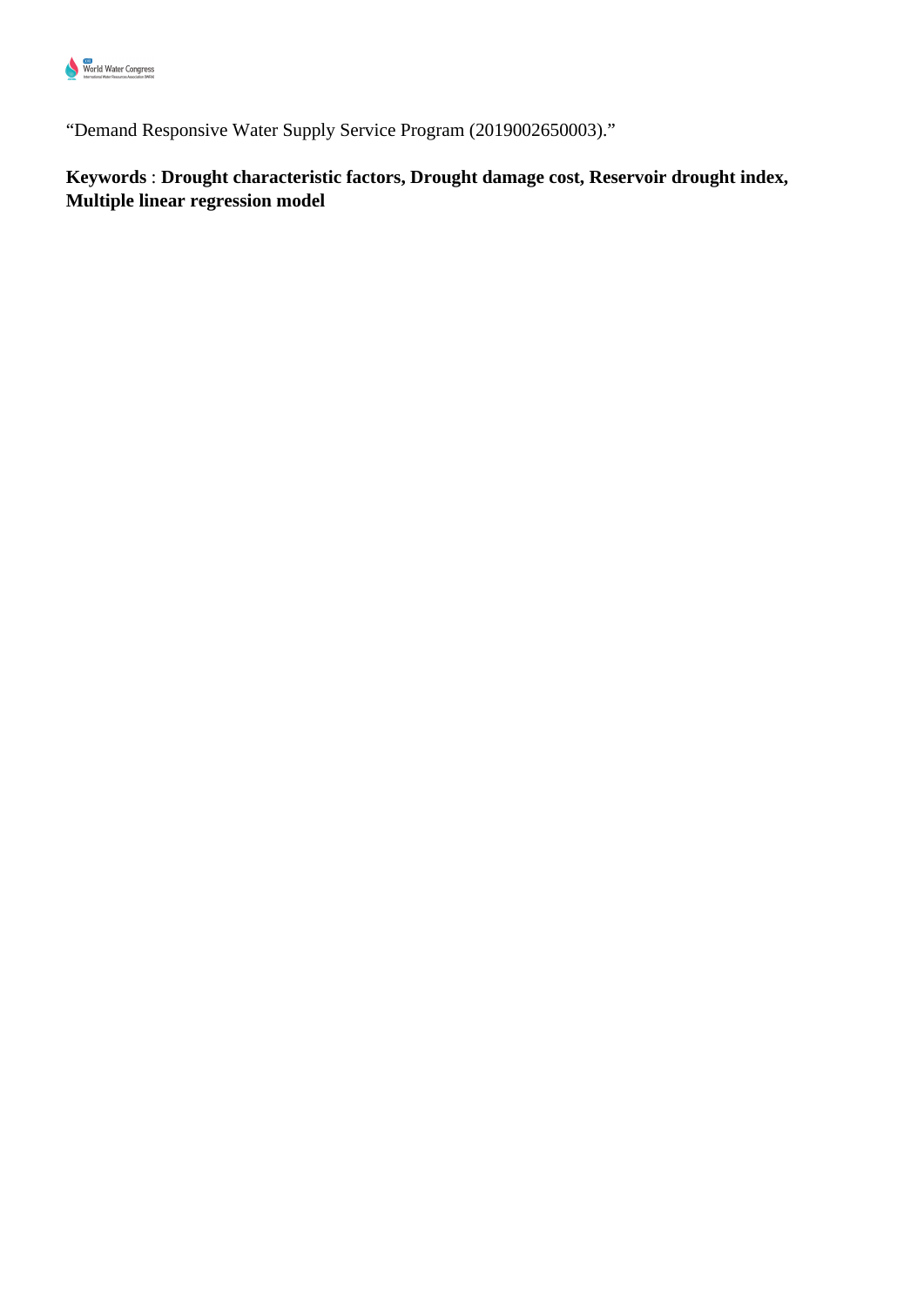“Demand Responsive Water Supply Service Program (2019002650003).”

**Keywords** : **Drought characteristic factors, Drought damage cost, Reservoir drought index, Multiple linear regression model**